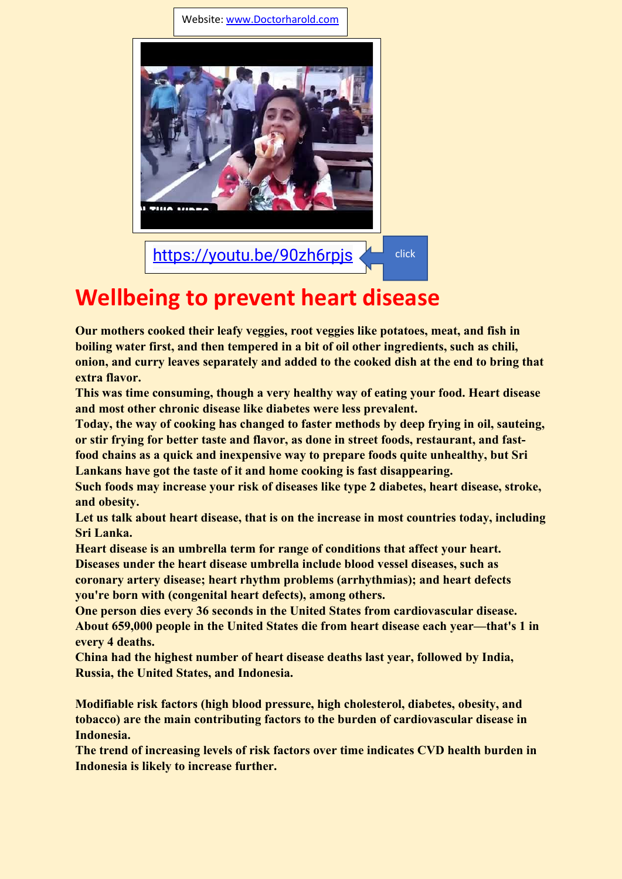Website: www.Doctorharold.com

https://youtu.be/90zh6rpjs

click

# Wellbeing to prevent heart disease

**Our mothers cooked their leafy veggies, root veggies like potatoes, meat, and fish in boiling water first, and then tempered in a bit of oil other ingredients, such as chili, onion, and curry leaves separately and added to the cooked dish at the end to bring that extra flavor.**

**This was time consuming, though a very healthy way of eating your food. Heart disease and most other chronic disease like diabetes were less prevalent.**

**Today, the way of cooking has changed to faster methods by deep frying in oil, sauteing, or stir frying for better taste and flavor, as done in street foods, restaurant, and fast-food chains as a quick and inexpensive way to prepare foods quite unhealthy, but Sri Lankans have got the taste of it and home cooking is fast disappearing.**

**Such foods may increase your risk of diseases like type 2 diabetes, heart disease, stroke, and obesity.**

**Let us talk about heart disease, that is on the increase in most countries today, including Sri Lanka.**

**Heart disease is an umbrella term for range of conditions that affect your heart. Diseases under the heart disease umbrella include blood vessel diseases, such as coronary artery disease; heart rhythm problems (arrhythmias); and heart defects you're born with (congenital heart defects), among others.**

**One person dies every 36 seconds in the United States from cardiovascular disease. About 659,000 people in the United States die from heart disease each year—that's 1 in every 4 deaths.**

**China had the highest number of heart disease deaths last year, followed by India, Russia, the United States, and Indonesia.**

**Modifiable risk factors (high blood pressure, high cholesterol, diabetes, obesity, and tobacco) are the main contributing factors to the burden of cardiovascular disease in Indonesia.**

**The trend of increasing levels of risk factors over time indicates CVD health burden in Indonesia is likely to increase further.**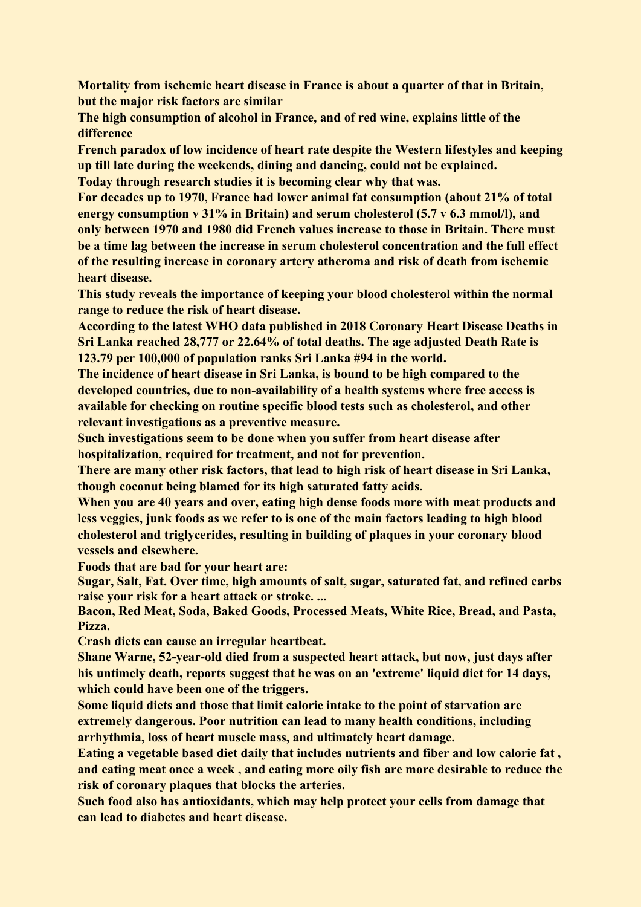**Mortality from ischemic heart disease in France is about a quarter of that in Britain, but the major risk factors are similar**

**The high consumption of alcohol in France, and of red wine, explains little of the difference**

**French paradox of low incidence of heart rate despite the Western lifestyles and keeping up till late during the weekends, dining and dancing, could not be explained.**

**Today through research studies it is becoming clear why that was.**

**For decades up to 1970, France had lower animal fat consumption (about 21% of total energy consumption v 31% in Britain) and serum cholesterol (5.7 v 6.3 mmol/l), and only between 1970 and 1980 did French values increase to those in Britain. There must be a time lag between the increase in serum cholesterol concentration and the full effect of the resulting increase in coronary artery atheroma and risk of death from ischemic heart disease.**

**This study reveals the importance of keeping your blood cholesterol within the normal range to reduce the risk of heart disease.**

**According to the latest WHO data published in 2018 Coronary Heart Disease Deaths in Sri Lanka reached 28,777 or 22.64% of total deaths. The age adjusted Death Rate is 123.79 per 100,000 of population ranks Sri Lanka #94 in the world.**

**The incidence of heart disease in Sri Lanka, is bound to be high compared to the developed countries, due to non-availability of a health systems where free access is available for checking on routine specific blood tests such as cholesterol, and other relevant investigations as a preventive measure.**

**Such investigations seem to be done when you suffer from heart disease after hospitalization, required for treatment, and not for prevention.**

**There are many other risk factors, that lead to high risk of heart disease in Sri Lanka, though coconut being blamed for its high saturated fatty acids.**

**When you are 40 years and over, eating high dense foods more with meat products and less veggies, junk foods as we refer to is one of the main factors leading to high blood cholesterol and triglycerides, resulting in building of plaques in your coronary blood vessels and elsewhere.**

**Foods that are bad for your heart are:**

**Sugar, Salt, Fat. Over time, high amounts of salt, sugar, saturated fat, and refined carbs raise your risk for a heart attack or stroke. ...**

**Bacon, Red Meat, Soda, Baked Goods, Processed Meats, White Rice, Bread, and Pasta, Pizza.**

**Crash diets can cause an irregular heartbeat.**

**Shane Warne, 52-year-old died from a suspected heart attack, but now, just days after his untimely death, reports suggest that he was on an 'extreme' liquid diet for 14 days, which could have been one of the triggers.**

**Some liquid diets and those that limit calorie intake to the point of starvation are extremely dangerous. Poor nutrition can lead to many health conditions, including arrhythmia, loss of heart muscle mass, and ultimately heart damage.**

**Eating a vegetable based diet daily that includes nutrients and fiber and low calorie fat , and eating meat once a week , and eating more oily fish are more desirable to reduce the risk of coronary plaques that blocks the arteries.**

**Such food also has antioxidants, which may help protect your cells from damage that can lead to diabetes and heart disease.**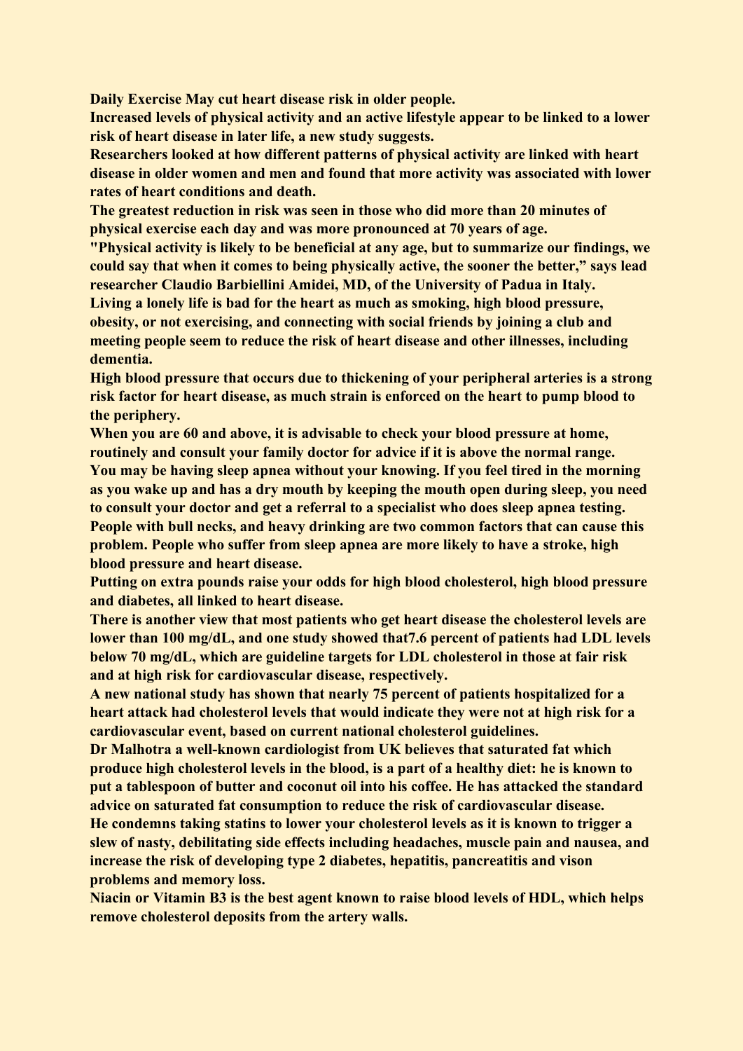**Daily Exercise May cut heart disease risk in older people.**

**Increased levels of physical activity and an active lifestyle appear to be linked to a lower risk of heart disease in later life, a new study suggests.**

**Researchers looked at how different patterns of physical activity are linked with heart disease in older women and men and found that more activity was associated with lower rates of heart conditions and death.**

**The greatest reduction in risk was seen in those who did more than 20 minutes of physical exercise each day and was more pronounced at 70 years of age.**

**"Physical activity is likely to be beneficial at any age, but to summarize our findings, we could say that when it comes to being physically active, the sooner the better," says lead researcher Claudio Barbiellini Amidei, MD, of the University of Padua in Italy.**

**Living a lonely life is bad for the heart as much as smoking, high blood pressure, obesity, or not exercising, and connecting with social friends by joining a club and meeting people seem to reduce the risk of heart disease and other illnesses, including dementia.**

**High blood pressure that occurs due to thickening of your peripheral arteries is a strong risk factor for heart disease, as much strain is enforced on the heart to pump blood to the periphery.**

**When you are 60 and above, it is advisable to check your blood pressure at home, routinely and consult your family doctor for advice if it is above the normal range.**

**You may be having sleep apnea without your knowing. If you feel tired in the morning as you wake up and has a dry mouth by keeping the mouth open during sleep, you need to consult your doctor and get a referral to a specialist who does sleep apnea testing. People with bull necks, and heavy drinking are two common factors that can cause this problem. People who suffer from sleep apnea are more likely to have a stroke, high blood pressure and heart disease.**

**Putting on extra pounds raise your odds for high blood cholesterol, high blood pressure and diabetes, all linked to heart disease.**

**There is another view that most patients who get heart disease the cholesterol levels are lower than 100 mg/dL, and one study showed that7.6 percent of patients had LDL levels below 70 mg/dL, which are guideline targets for LDL cholesterol in those at fair risk and at high risk for cardiovascular disease, respectively.**

**A new national study has shown that nearly 75 percent of patients hospitalized for a heart attack had cholesterol levels that would indicate they were not at high risk for a cardiovascular event, based on current national cholesterol guidelines.**

**Dr Malhotra a well-known cardiologist from UK believes that saturated fat which produce high cholesterol levels in the blood, is a part of a healthy diet: he is known to put a tablespoon of butter and coconut oil into his coffee. He has attacked the standard advice on saturated fat consumption to reduce the risk of cardiovascular disease.**

**He condemns taking statins to lower your cholesterol levels as it is known to trigger a slew of nasty, debilitating side effects including headaches, muscle pain and nausea, and increase the risk of developing type 2 diabetes, hepatitis, pancreatitis and vison problems and memory loss.**

**Niacin or Vitamin B3 is the best agent known to raise blood levels of HDL, which helps remove cholesterol deposits from the artery walls.**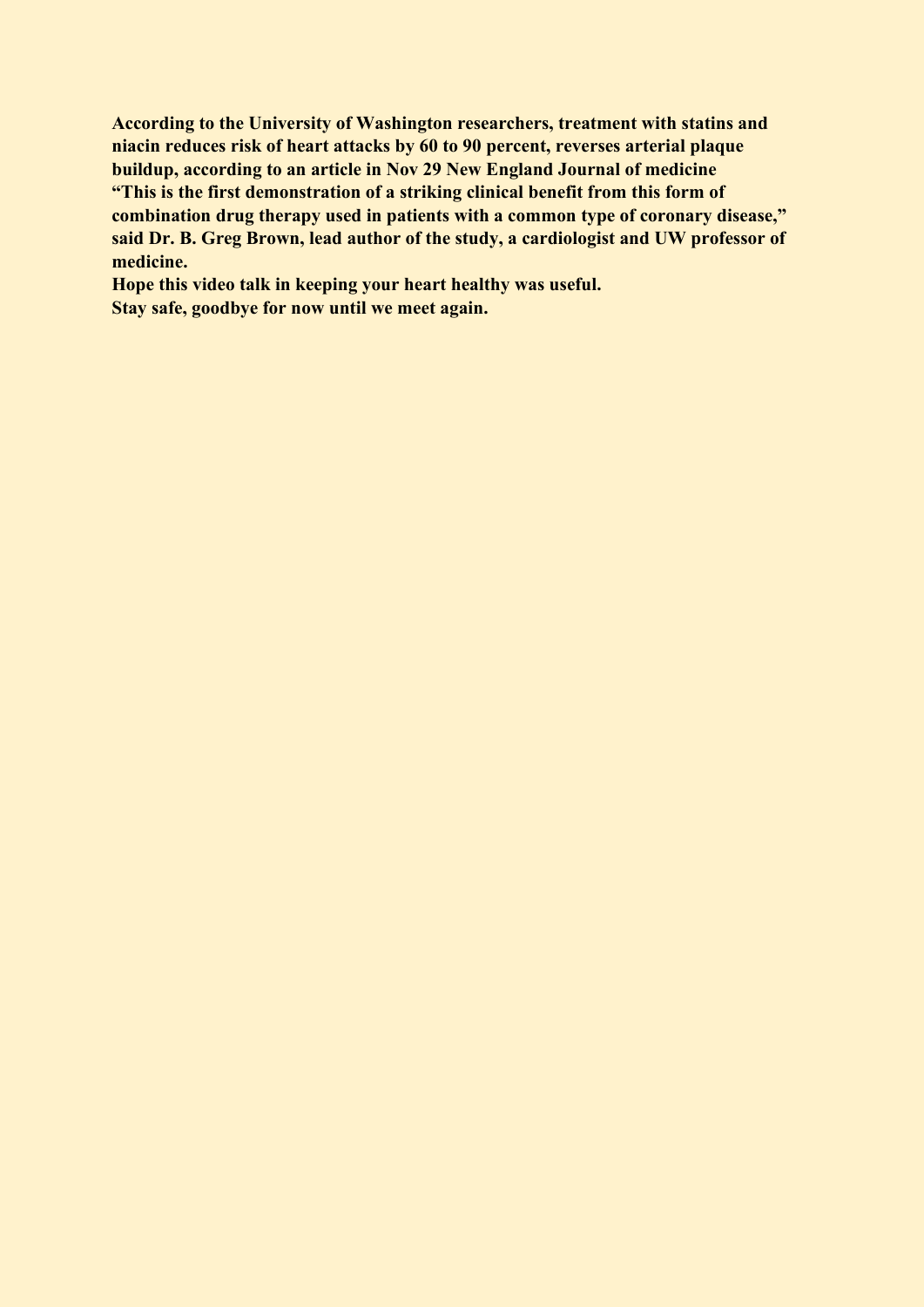**According to the University of Washington researchers, treatment with statins and niacin reduces risk of heart attacks by 60 to 90 percent, reverses arterial plaque buildup, according to an article in Nov 29 New England Journal of medicine**

**"This is the first demonstration of a striking clinical benefit from this form of combination drug therapy used in patients with a common type of coronary disease," said Dr. B. Greg Brown, lead author of the study, a cardiologist and UW professor of medicine.**

**Hope this video talk in keeping your heart healthy was useful.**

**Stay safe, goodbye for now until we meet again.**